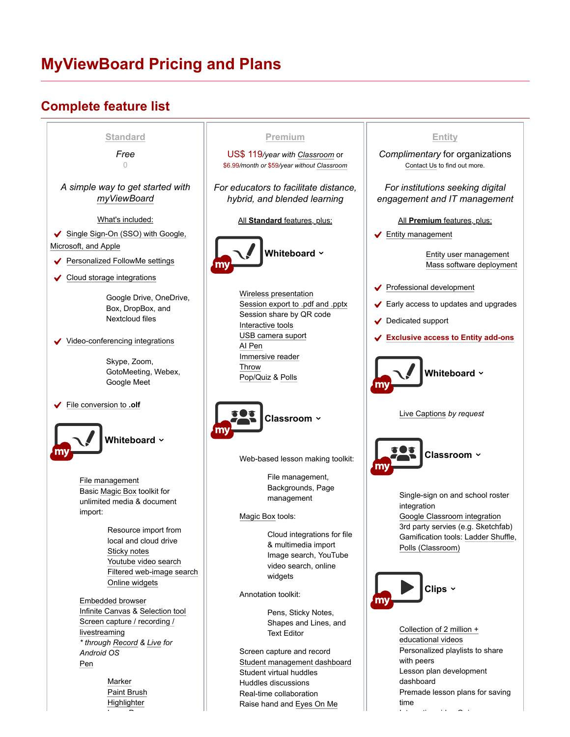# MyViewBoard Pricing and Plans

## Complete feature list

### Standard

*Free*

0

*A simple way to get started with myViewBoard*

What's included:

- ✔ Single Sign-On (SSO) with Google, Microsoft, and Apple
- ✔ Personalized FollowMe settings
- ✔ Cloud storage integrations
  - Google Drive, OneDrive, Box, DropBox, and Nextcloud files
- ✔ Video-conferencing integrations
  - Skype, Zoom, GotoMeeting, Webex, Google Meet
- ✔ File conversion to **.olf**

**Whiteboard**

- File management
- Basic Magic Box toolkit for unlimited media & document import:
  - Resource import from local and cloud drive
  - Sticky notes
  - Youtube video search
  - Filtered web-image search
  - Online widgets
- Embedded browser
- Infinite Canvas & Selection tool
- Screen capture / recording / livestreaming
  - *\* through Record & Live for Android OS*
- Pen
  - Marker
  - Paint Brush
  - Highlighter

### Premium

US$ 119*/year with Classroom* or
$6.99*/month or* $59*/year without Classroom*

*For educators to facilitate distance, hybrid, and blended learning*

All **Standard** features, plus:

**Whiteboard**

- Wireless presentation
- Session export to .pdf and .pptx
- Session share by QR code
- Interactive tools
- USB camera suport
- AI Pen
- Immersive reader
- Throw
- Pop/Quiz & Polls

**Classroom**

- Web-based lesson making toolkit:
  - File management, Backgrounds, Page management
- Magic Box tools:
  - Cloud integrations for file & multimedia import
  - Image search, YouTube video search, online widgets
- Annotation toolkit:
  - Pens, Sticky Notes, Shapes and Lines, and Text Editor
- Screen capture and record
- Student management dashboard
- Student virtual huddles
- Huddles discussions
- Real-time collaboration
- Raise hand and Eyes On Me

### Entity

*Complimentary* for organizations
Contact Us to find out more.

*For institutions seeking digital engagement and IT management*

All **Premium** features, plus:

- ✔ Entity management
  - Entity user management
  - Mass software deployment
- ✔ Professional development
- ✔ Early access to updates and upgrades
- ✔ Dedicated support
- ✔ **Exclusive access to Entity add-ons**

**Whiteboard**

- Live Captions *by request*

**Classroom**

- Single-sign on and school roster integration
- Google Classroom integration
- 3rd party servies (e.g. Sketchfab)
- Gamification tools: Ladder Shuffle, Polls (Classroom)

**Clips**

- Collection of 2 million + educational videos
- Personalized playlists to share with peers
- Lesson plan development dashboard
- Premade lesson plans for saving time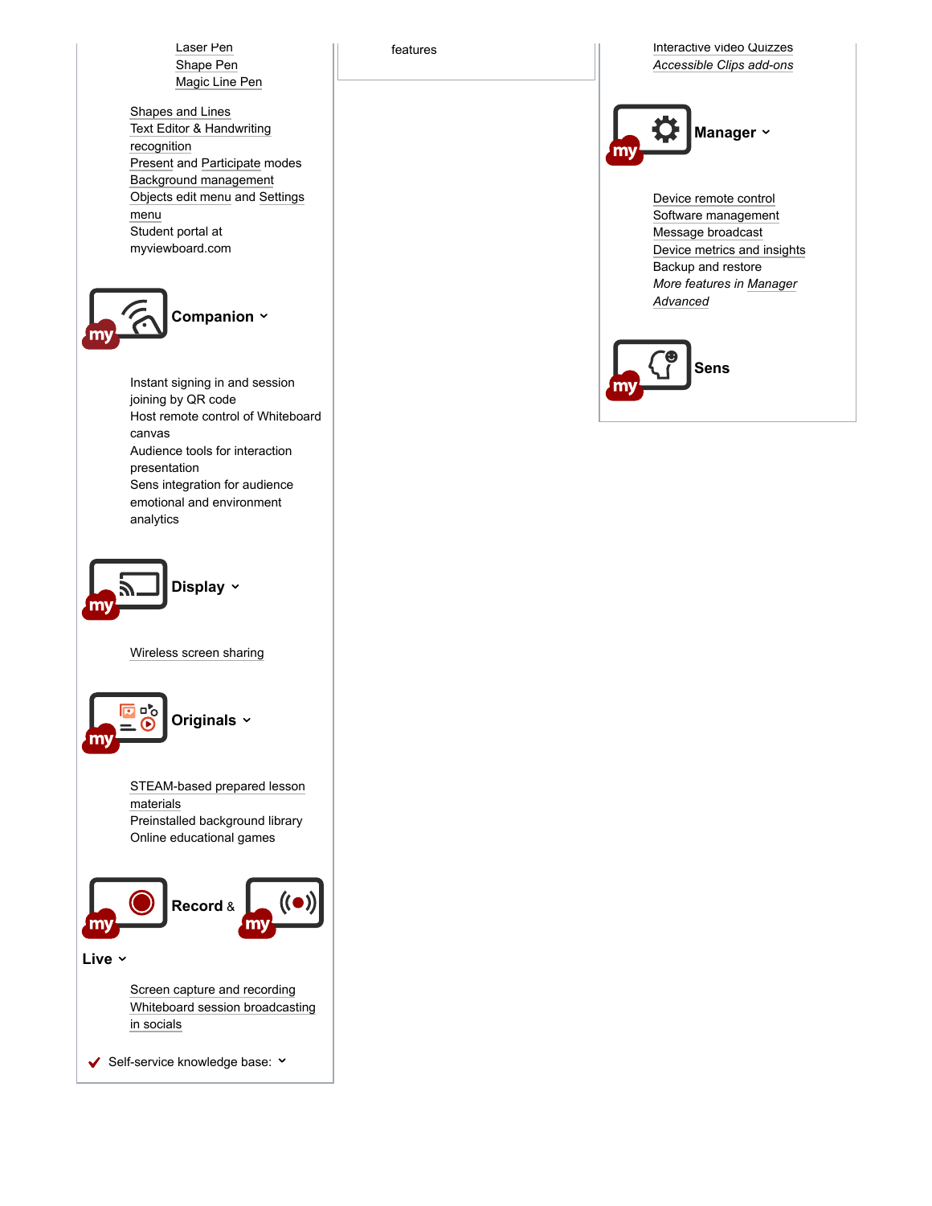Laser Pen
Shape Pen
Magic Line Pen

Shapes and Lines
Text Editor & Handwriting recognition
Present and Participate modes
Background management
Objects edit menu and Settings menu
Student portal at myviewboard.com

**Companion**

Instant signing in and session joining by QR code
Host remote control of Whiteboard canvas
Audience tools for interaction presentation
Sens integration for audience emotional and environment analytics

**Display**

Wireless screen sharing

**Originals**

STEAM-based prepared lesson materials
Preinstalled background library
Online educational games

**Record** & **Live**

Screen capture and recording
Whiteboard session broadcasting in socials

Self-service knowledge base:

features

Interactive video Quizzes
*Accessible Clips add-ons*

**Manager**

Device remote control
Software management
Message broadcast
Device metrics and insights
Backup and restore
*More features in Manager Advanced*

**Sens**